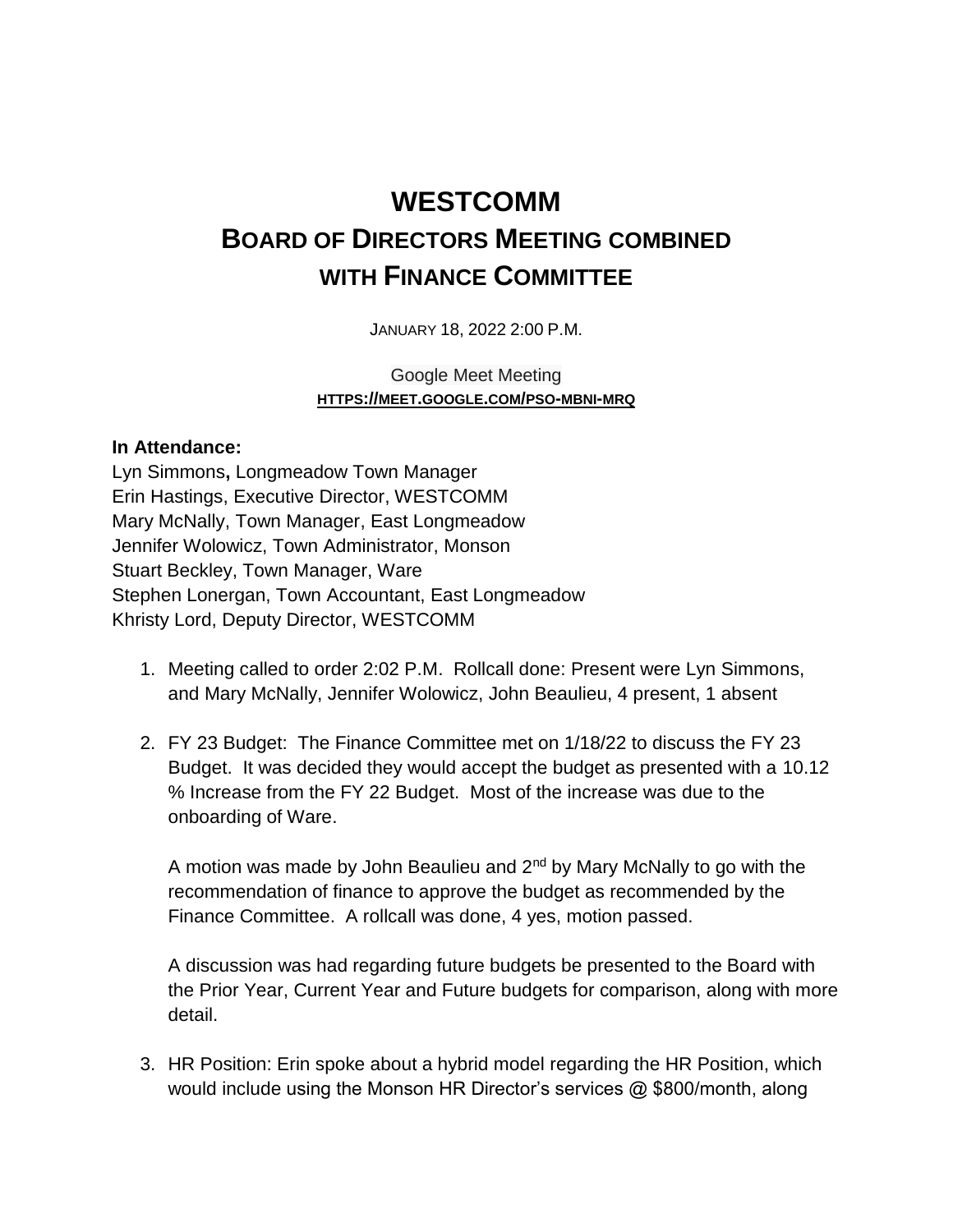# WESTCOMM

## BOARD OF DIRECTORS MEETING COMBINED WITH FINANCE COMMITTEE

JANUARY 18, 2022 2:00 P.M.

Google Meet Meeting
HTTPS://MEET.GOOGLE.COM/PSO-MBNI-MRQ

**In Attendance:**
Lyn Simmons**,** Longmeadow Town Manager
Erin Hastings, Executive Director, WESTCOMM
Mary McNally, Town Manager, East Longmeadow
Jennifer Wolowicz, Town Administrator, Monson
Stuart Beckley, Town Manager, Ware
Stephen Lonergan, Town Accountant, East Longmeadow
Khristy Lord, Deputy Director, WESTCOMM

1. Meeting called to order 2:02 P.M. Rollcall done: Present were Lyn Simmons, and Mary McNally, Jennifer Wolowicz, John Beaulieu, 4 present, 1 absent

2. FY 23 Budget: The Finance Committee met on 1/18/22 to discuss the FY 23 Budget. It was decided they would accept the budget as presented with a 10.12 % Increase from the FY 22 Budget. Most of the increase was due to the onboarding of Ware.

   A motion was made by John Beaulieu and 2nd by Mary McNally to go with the recommendation of finance to approve the budget as recommended by the Finance Committee. A rollcall was done, 4 yes, motion passed.

   A discussion was had regarding future budgets be presented to the Board with the Prior Year, Current Year and Future budgets for comparison, along with more detail.

3. HR Position: Erin spoke about a hybrid model regarding the HR Position, which would include using the Monson HR Director's services @ $800/month, along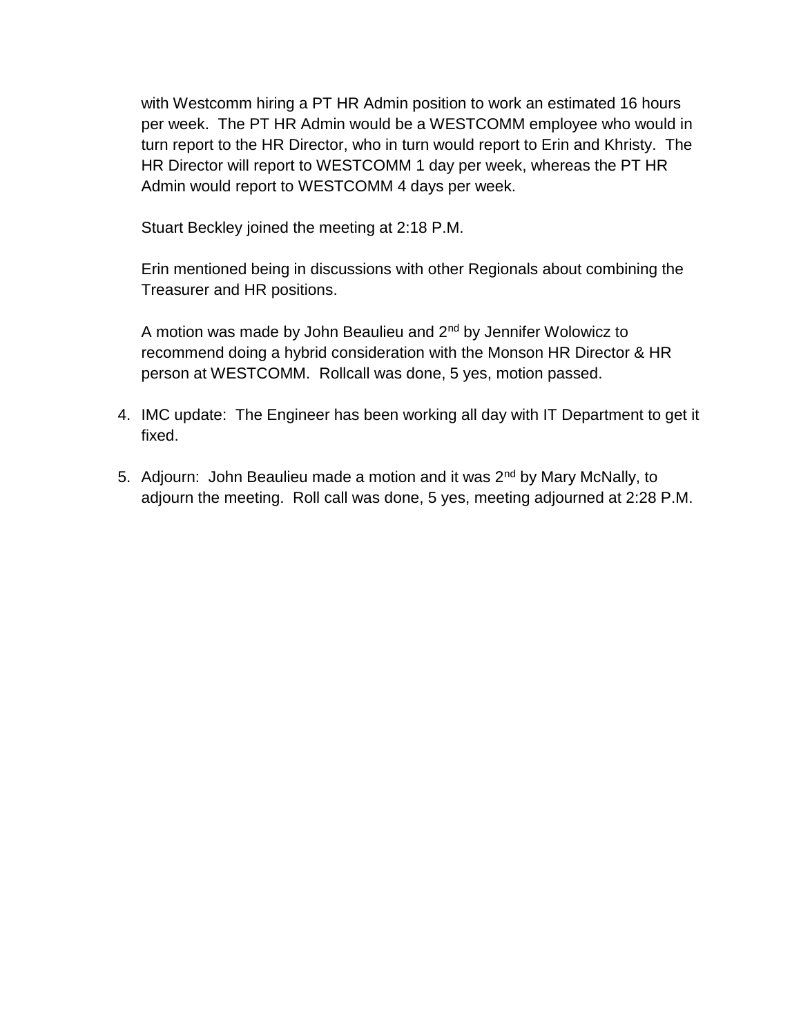with Westcomm hiring a PT HR Admin position to work an estimated 16 hours per week. The PT HR Admin would be a WESTCOMM employee who would in turn report to the HR Director, who in turn would report to Erin and Khristy. The HR Director will report to WESTCOMM 1 day per week, whereas the PT HR Admin would report to WESTCOMM 4 days per week.

Stuart Beckley joined the meeting at 2:18 P.M.

Erin mentioned being in discussions with other Regionals about combining the Treasurer and HR positions.

A motion was made by John Beaulieu and 2nd by Jennifer Wolowicz to recommend doing a hybrid consideration with the Monson HR Director & HR person at WESTCOMM. Rollcall was done, 5 yes, motion passed.

4. IMC update: The Engineer has been working all day with IT Department to get it fixed.

5. Adjourn: John Beaulieu made a motion and it was 2nd by Mary McNally, to adjourn the meeting. Roll call was done, 5 yes, meeting adjourned at 2:28 P.M.